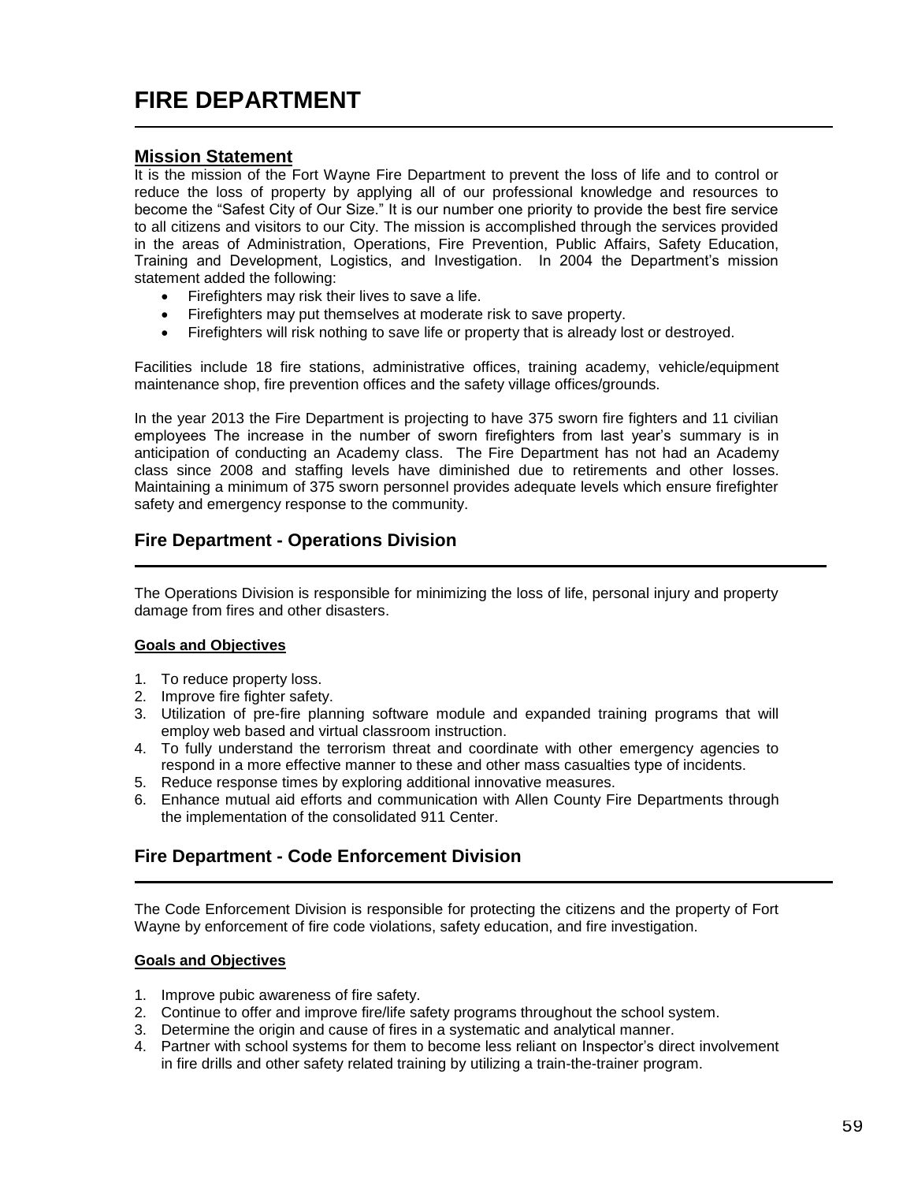# FIRE DEPARTMENT

## Mission Statement

It is the mission of the Fort Wayne Fire Department to prevent the loss of life and to control or reduce the loss of property by applying all of our professional knowledge and resources to become the "Safest City of Our Size." It is our number one priority to provide the best fire service to all citizens and visitors to our City. The mission is accomplished through the services provided in the areas of Administration, Operations, Fire Prevention, Public Affairs, Safety Education, Training and Development, Logistics, and Investigation. In 2004 the Department's mission statement added the following:

- Firefighters may risk their lives to save a life.
- Firefighters may put themselves at moderate risk to save property.
- Firefighters will risk nothing to save life or property that is already lost or destroyed.

Facilities include 18 fire stations, administrative offices, training academy, vehicle/equipment maintenance shop, fire prevention offices and the safety village offices/grounds.

In the year 2013 the Fire Department is projecting to have 375 sworn fire fighters and 11 civilian employees The increase in the number of sworn firefighters from last year's summary is in anticipation of conducting an Academy class. The Fire Department has not had an Academy class since 2008 and staffing levels have diminished due to retirements and other losses. Maintaining a minimum of 375 sworn personnel provides adequate levels which ensure firefighter safety and emergency response to the community.

## Fire Department - Operations Division

The Operations Division is responsible for minimizing the loss of life, personal injury and property damage from fires and other disasters.

**Goals and Objectives**

1. To reduce property loss.
2. Improve fire fighter safety.
3. Utilization of pre-fire planning software module and expanded training programs that will employ web based and virtual classroom instruction.
4. To fully understand the terrorism threat and coordinate with other emergency agencies to respond in a more effective manner to these and other mass casualties type of incidents.
5. Reduce response times by exploring additional innovative measures.
6. Enhance mutual aid efforts and communication with Allen County Fire Departments through the implementation of the consolidated 911 Center.

## Fire Department - Code Enforcement Division

The Code Enforcement Division is responsible for protecting the citizens and the property of Fort Wayne by enforcement of fire code violations, safety education, and fire investigation.

**Goals and Objectives**

1. Improve pubic awareness of fire safety.
2. Continue to offer and improve fire/life safety programs throughout the school system.
3. Determine the origin and cause of fires in a systematic and analytical manner.
4. Partner with school systems for them to become less reliant on Inspector's direct involvement in fire drills and other safety related training by utilizing a train-the-trainer program.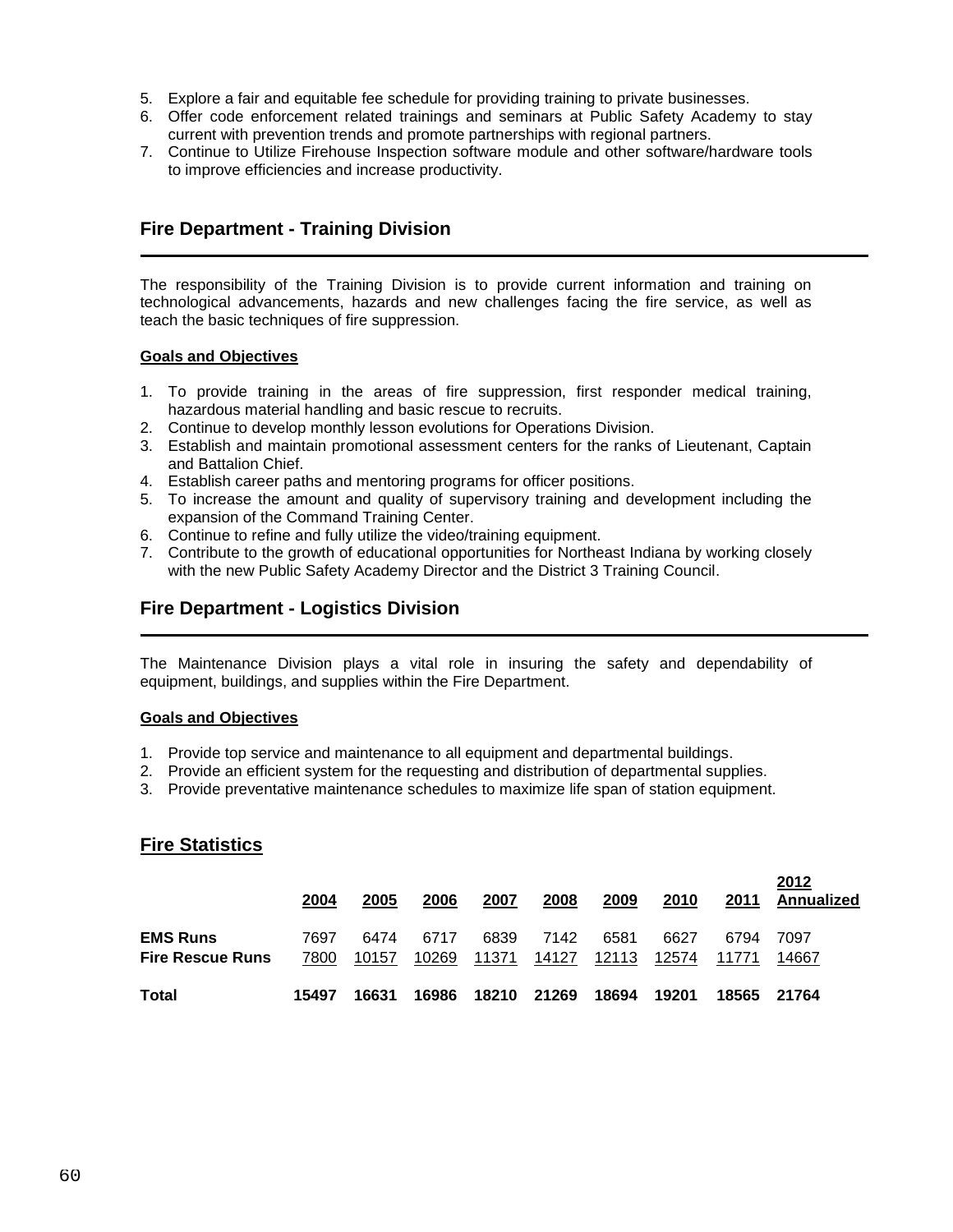5. Explore a fair and equitable fee schedule for providing training to private businesses.
6. Offer code enforcement related trainings and seminars at Public Safety Academy to stay current with prevention trends and promote partnerships with regional partners.
7. Continue to Utilize Firehouse Inspection software module and other software/hardware tools to improve efficiencies and increase productivity.

## Fire Department - Training Division

The responsibility of the Training Division is to provide current information and training on technological advancements, hazards and new challenges facing the fire service, as well as teach the basic techniques of fire suppression.

**Goals and Objectives**

1. To provide training in the areas of fire suppression, first responder medical training, hazardous material handling and basic rescue to recruits.
2. Continue to develop monthly lesson evolutions for Operations Division.
3. Establish and maintain promotional assessment centers for the ranks of Lieutenant, Captain and Battalion Chief.
4. Establish career paths and mentoring programs for officer positions.
5. To increase the amount and quality of supervisory training and development including the expansion of the Command Training Center.
6. Continue to refine and fully utilize the video/training equipment.
7. Contribute to the growth of educational opportunities for Northeast Indiana by working closely with the new Public Safety Academy Director and the District 3 Training Council.

## Fire Department - Logistics Division

The Maintenance Division plays a vital role in insuring the safety and dependability of equipment, buildings, and supplies within the Fire Department.

**Goals and Objectives**

1. Provide top service and maintenance to all equipment and departmental buildings.
2. Provide an efficient system for the requesting and distribution of departmental supplies.
3. Provide preventative maintenance schedules to maximize life span of station equipment.

## Fire Statistics

| | 2004 | 2005 | 2006 | 2007 | 2008 | 2009 | 2010 | 2011 | 2012 Annualized |
|---|---|---|---|---|---|---|---|---|---|
| **EMS Runs** | 7697 | 6474 | 6717 | 6839 | 7142 | 6581 | 6627 | 6794 | 7097 |
| **Fire Rescue Runs** | 7800 | 10157 | 10269 | 11371 | 14127 | 12113 | 12574 | 11771 | 14667 |
| **Total** | **15497** | **16631** | **16986** | **18210** | **21269** | **18694** | **19201** | **18565** | **21764** |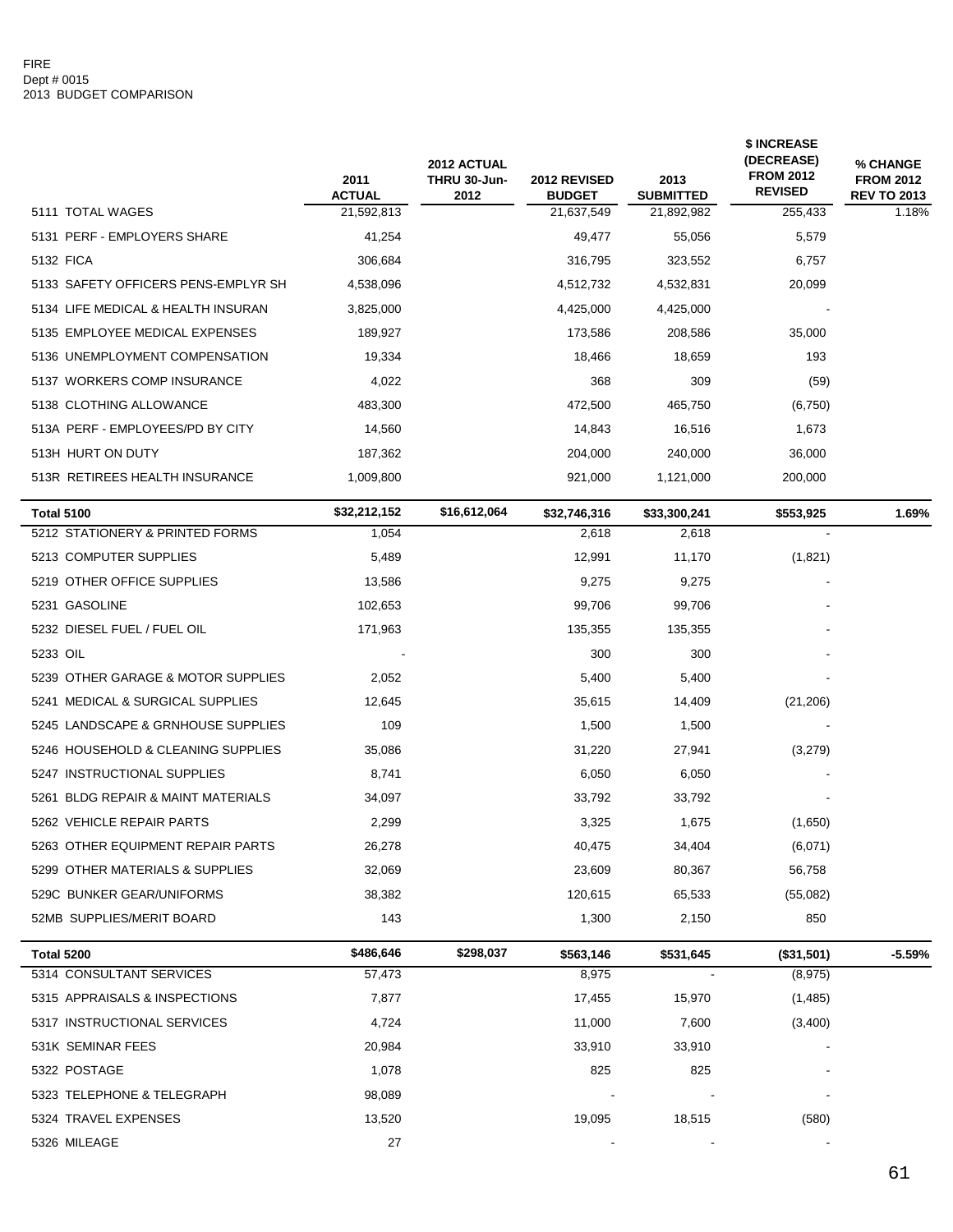FIRE
Dept # 0015
2013 BUDGET COMPARISON

| | 2011 ACTUAL | 2012 ACTUAL THRU 30-Jun-2012 | 2012 REVISED BUDGET | 2013 SUBMITTED | $ INCREASE (DECREASE) FROM 2012 REVISED | % CHANGE FROM 2012 REV TO 2013 |
|---|---|---|---|---|---|---|
| 5111 TOTAL WAGES | 21,592,813 | | 21,637,549 | 21,892,982 | 255,433 | 1.18% |
| 5131 PERF - EMPLOYERS SHARE | 41,254 | | 49,477 | 55,056 | 5,579 | |
| 5132 FICA | 306,684 | | 316,795 | 323,552 | 6,757 | |
| 5133 SAFETY OFFICERS PENS-EMPLYR SH | 4,538,096 | | 4,512,732 | 4,532,831 | 20,099 | |
| 5134 LIFE MEDICAL & HEALTH INSURAN | 3,825,000 | | 4,425,000 | 4,425,000 | - | |
| 5135 EMPLOYEE MEDICAL EXPENSES | 189,927 | | 173,586 | 208,586 | 35,000 | |
| 5136 UNEMPLOYMENT COMPENSATION | 19,334 | | 18,466 | 18,659 | 193 | |
| 5137 WORKERS COMP INSURANCE | 4,022 | | 368 | 309 | (59) | |
| 5138 CLOTHING ALLOWANCE | 483,300 | | 472,500 | 465,750 | (6,750) | |
| 513A PERF - EMPLOYEES/PD BY CITY | 14,560 | | 14,843 | 16,516 | 1,673 | |
| 513H HURT ON DUTY | 187,362 | | 204,000 | 240,000 | 36,000 | |
| 513R RETIREES HEALTH INSURANCE | 1,009,800 | | 921,000 | 1,121,000 | 200,000 | |
| **Total 5100** | **$32,212,152** | **$16,612,064** | **$32,746,316** | **$33,300,241** | **$553,925** | **1.69%** |
| 5212 STATIONERY & PRINTED FORMS | 1,054 | | 2,618 | 2,618 | - | |
| 5213 COMPUTER SUPPLIES | 5,489 | | 12,991 | 11,170 | (1,821) | |
| 5219 OTHER OFFICE SUPPLIES | 13,586 | | 9,275 | 9,275 | - | |
| 5231 GASOLINE | 102,653 | | 99,706 | 99,706 | - | |
| 5232 DIESEL FUEL / FUEL OIL | 171,963 | | 135,355 | 135,355 | - | |
| 5233 OIL | - | | 300 | 300 | - | |
| 5239 OTHER GARAGE & MOTOR SUPPLIES | 2,052 | | 5,400 | 5,400 | - | |
| 5241 MEDICAL & SURGICAL SUPPLIES | 12,645 | | 35,615 | 14,409 | (21,206) | |
| 5245 LANDSCAPE & GRNHOUSE SUPPLIES | 109 | | 1,500 | 1,500 | - | |
| 5246 HOUSEHOLD & CLEANING SUPPLIES | 35,086 | | 31,220 | 27,941 | (3,279) | |
| 5247 INSTRUCTIONAL SUPPLIES | 8,741 | | 6,050 | 6,050 | - | |
| 5261 BLDG REPAIR & MAINT MATERIALS | 34,097 | | 33,792 | 33,792 | - | |
| 5262 VEHICLE REPAIR PARTS | 2,299 | | 3,325 | 1,675 | (1,650) | |
| 5263 OTHER EQUIPMENT REPAIR PARTS | 26,278 | | 40,475 | 34,404 | (6,071) | |
| 5299 OTHER MATERIALS & SUPPLIES | 32,069 | | 23,609 | 80,367 | 56,758 | |
| 529C BUNKER GEAR/UNIFORMS | 38,382 | | 120,615 | 65,533 | (55,082) | |
| 52MB SUPPLIES/MERIT BOARD | 143 | | 1,300 | 2,150 | 850 | |
| **Total 5200** | **$486,646** | **$298,037** | **$563,146** | **$531,645** | **($31,501)** | **-5.59%** |
| 5314 CONSULTANT SERVICES | 57,473 | | 8,975 | - | (8,975) | |
| 5315 APPRAISALS & INSPECTIONS | 7,877 | | 17,455 | 15,970 | (1,485) | |
| 5317 INSTRUCTIONAL SERVICES | 4,724 | | 11,000 | 7,600 | (3,400) | |
| 531K SEMINAR FEES | 20,984 | | 33,910 | 33,910 | - | |
| 5322 POSTAGE | 1,078 | | 825 | 825 | - | |
| 5323 TELEPHONE & TELEGRAPH | 98,089 | | - | - | - | |
| 5324 TRAVEL EXPENSES | 13,520 | | 19,095 | 18,515 | (580) | |
| 5326 MILEAGE | 27 | | - | - | - | |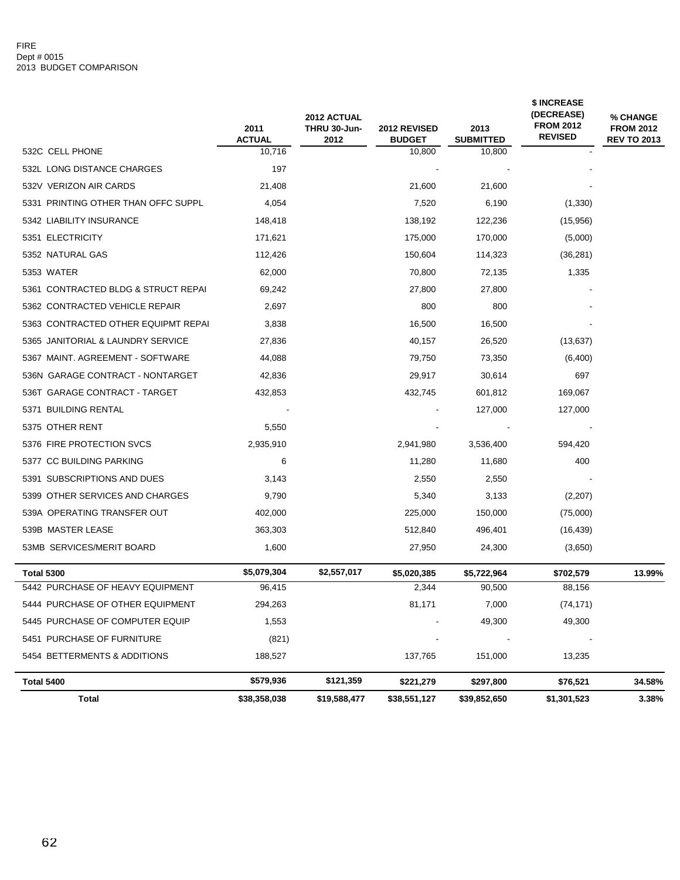FIRE
Dept # 0015
2013 BUDGET COMPARISON

| | 2011 ACTUAL | 2012 ACTUAL THRU 30-Jun-2012 | 2012 REVISED BUDGET | 2013 SUBMITTED | $ INCREASE (DECREASE) FROM 2012 REVISED | % CHANGE FROM 2012 REV TO 2013 |
|---|---|---|---|---|---|---|
| 532C CELL PHONE | 10,716 | | 10,800 | 10,800 | - | |
| 532L LONG DISTANCE CHARGES | 197 | | - | - | - | |
| 532V VERIZON AIR CARDS | 21,408 | | 21,600 | 21,600 | - | |
| 5331 PRINTING OTHER THAN OFFC SUPPL | 4,054 | | 7,520 | 6,190 | (1,330) | |
| 5342 LIABILITY INSURANCE | 148,418 | | 138,192 | 122,236 | (15,956) | |
| 5351 ELECTRICITY | 171,621 | | 175,000 | 170,000 | (5,000) | |
| 5352 NATURAL GAS | 112,426 | | 150,604 | 114,323 | (36,281) | |
| 5353 WATER | 62,000 | | 70,800 | 72,135 | 1,335 | |
| 5361 CONTRACTED BLDG & STRUCT REPAI | 69,242 | | 27,800 | 27,800 | - | |
| 5362 CONTRACTED VEHICLE REPAIR | 2,697 | | 800 | 800 | - | |
| 5363 CONTRACTED OTHER EQUIPMT REPAI | 3,838 | | 16,500 | 16,500 | - | |
| 5365 JANITORIAL & LAUNDRY SERVICE | 27,836 | | 40,157 | 26,520 | (13,637) | |
| 5367 MAINT. AGREEMENT - SOFTWARE | 44,088 | | 79,750 | 73,350 | (6,400) | |
| 536N GARAGE CONTRACT - NONTARGET | 42,836 | | 29,917 | 30,614 | 697 | |
| 536T GARAGE CONTRACT - TARGET | 432,853 | | 432,745 | 601,812 | 169,067 | |
| 5371 BUILDING RENTAL | - | | - | 127,000 | 127,000 | |
| 5375 OTHER RENT | 5,550 | | - | - | - | |
| 5376 FIRE PROTECTION SVCS | 2,935,910 | | 2,941,980 | 3,536,400 | 594,420 | |
| 5377 CC BUILDING PARKING | 6 | | 11,280 | 11,680 | 400 | |
| 5391 SUBSCRIPTIONS AND DUES | 3,143 | | 2,550 | 2,550 | - | |
| 5399 OTHER SERVICES AND CHARGES | 9,790 | | 5,340 | 3,133 | (2,207) | |
| 539A OPERATING TRANSFER OUT | 402,000 | | 225,000 | 150,000 | (75,000) | |
| 539B MASTER LEASE | 363,303 | | 512,840 | 496,401 | (16,439) | |
| 53MB SERVICES/MERIT BOARD | 1,600 | | 27,950 | 24,300 | (3,650) | |
| **Total 5300** | **$5,079,304** | **$2,557,017** | **$5,020,385** | **$5,722,964** | **$702,579** | **13.99%** |
| 5442 PURCHASE OF HEAVY EQUIPMENT | 96,415 | | 2,344 | 90,500 | 88,156 | |
| 5444 PURCHASE OF OTHER EQUIPMENT | 294,263 | | 81,171 | 7,000 | (74,171) | |
| 5445 PURCHASE OF COMPUTER EQUIP | 1,553 | | - | 49,300 | 49,300 | |
| 5451 PURCHASE OF FURNITURE | (821) | | - | - | - | |
| 5454 BETTERMENTS & ADDITIONS | 188,527 | | 137,765 | 151,000 | 13,235 | |
| **Total 5400** | **$579,936** | **$121,359** | **$221,279** | **$297,800** | **$76,521** | **34.58%** |
| **Total** | **$38,358,038** | **$19,588,477** | **$38,551,127** | **$39,852,650** | **$1,301,523** | **3.38%** |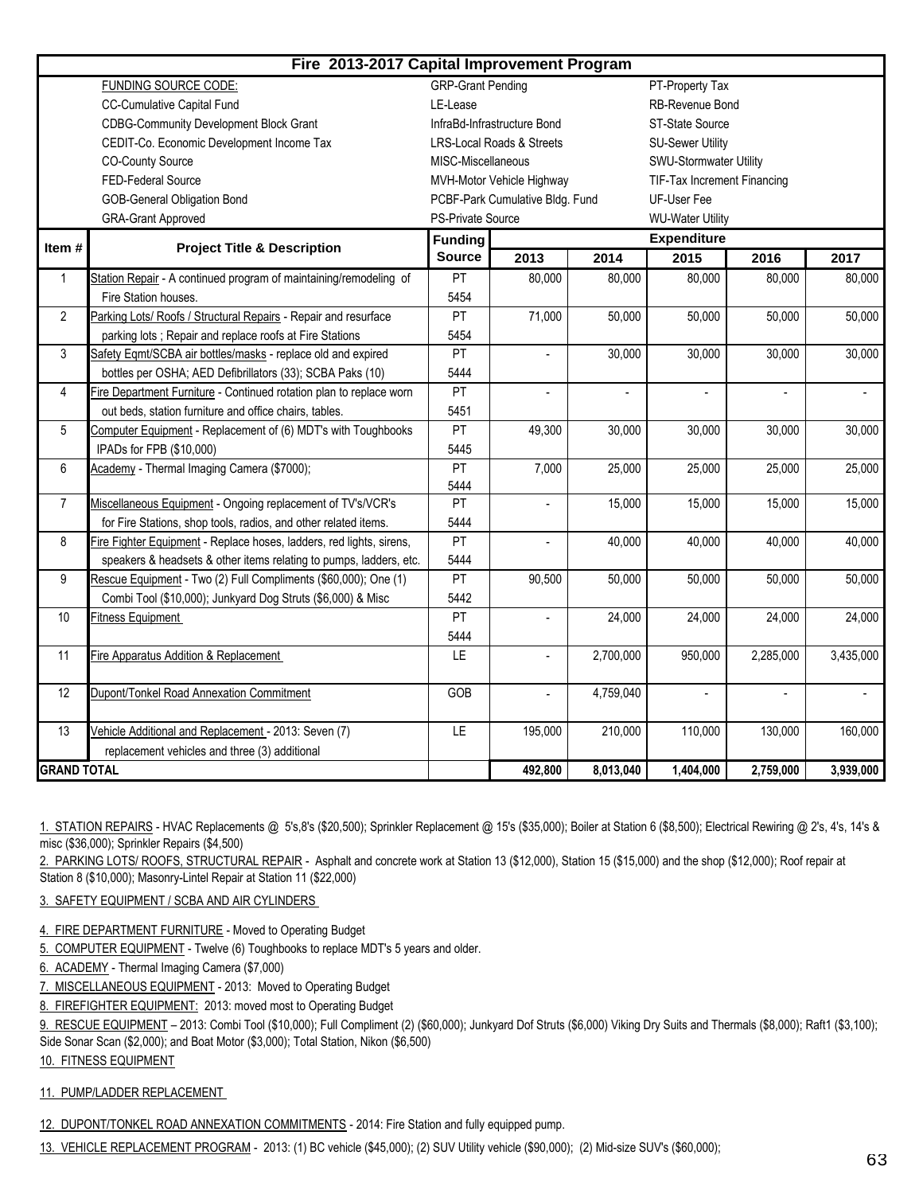## Fire 2013-2017 Capital Improvement Program

| FUNDING SOURCE CODE: | | |
|---|---|---|
| CC-Cumulative Capital Fund | GRP-Grant Pending | PT-Property Tax |
| CDBG-Community Development Block Grant | LE-Lease | RB-Revenue Bond |
| CEDIT-Co. Economic Development Income Tax | InfraBd-Infrastructure Bond | ST-State Source |
| CO-County Source | LRS-Local Roads & Streets | SU-Sewer Utility |
| FED-Federal Source | MISC-Miscellaneous | SWU-Stormwater Utility |
| GOB-General Obligation Bond | MVH-Motor Vehicle Highway | TIF-Tax Increment Financing |
| GRA-Grant Approved | PCBF-Park Cumulative Bldg. Fund | UF-User Fee |
| | PS-Private Source | WU-Water Utility |

| Item # | Project Title & Description | Funding Source | Expenditure 2013 | 2014 | 2015 | 2016 | 2017 |
|---|---|---|---|---|---|---|---|
| 1 | Station Repair - A continued program of maintaining/remodeling of Fire Station houses. | PT 5454 | 80,000 | 80,000 | 80,000 | 80,000 | 80,000 |
| 2 | Parking Lots/ Roofs / Structural Repairs - Repair and resurface parking lots ; Repair and replace roofs at Fire Stations | PT 5454 | 71,000 | 50,000 | 50,000 | 50,000 | 50,000 |
| 3 | Safety Eqmt/SCBA air bottles/masks - replace old and expired bottles per OSHA; AED Defibrillators (33); SCBA Paks (10) | PT 5444 | - | 30,000 | 30,000 | 30,000 | 30,000 |
| 4 | Fire Department Furniture - Continued rotation plan to replace worn out beds, station furniture and office chairs, tables. | PT 5451 | - | - | - | - | - |
| 5 | Computer Equipment - Replacement of (6) MDT's with Toughbooks IPADs for FPB ($10,000) | PT 5445 | 49,300 | 30,000 | 30,000 | 30,000 | 30,000 |
| 6 | Academy - Thermal Imaging Camera ($7000); | PT 5444 | 7,000 | 25,000 | 25,000 | 25,000 | 25,000 |
| 7 | Miscellaneous Equipment - Ongoing replacement of TV's/VCR's for Fire Stations, shop tools, radios, and other related items. | PT 5444 | - | 15,000 | 15,000 | 15,000 | 15,000 |
| 8 | Fire Fighter Equipment - Replace hoses, ladders, red lights, sirens, speakers & headsets & other items relating to pumps, ladders, etc. | PT 5444 | - | 40,000 | 40,000 | 40,000 | 40,000 |
| 9 | Rescue Equipment - Two (2) Full Compliments ($60,000); One (1) Combi Tool ($10,000); Junkyard Dog Struts ($6,000) & Misc | PT 5442 | 90,500 | 50,000 | 50,000 | 50,000 | 50,000 |
| 10 | Fitness Equipment | PT 5444 | - | 24,000 | 24,000 | 24,000 | 24,000 |
| 11 | Fire Apparatus Addition & Replacement | LE | - | 2,700,000 | 950,000 | 2,285,000 | 3,435,000 |
| 12 | Dupont/Tonkel Road Annexation Commitment | GOB | - | 4,759,040 | - | - | - |
| 13 | Vehicle Additional and Replacement - 2013: Seven (7) replacement vehicles and three (3) additional | LE | 195,000 | 210,000 | 110,000 | 130,000 | 160,000 |
| **GRAND TOTAL** | | | **492,800** | **8,013,040** | **1,404,000** | **2,759,000** | **3,939,000** |

1. STATION REPAIRS - HVAC Replacements @ 5's,8's ($20,500); Sprinkler Replacement @ 15's ($35,000); Boiler at Station 6 ($8,500); Electrical Rewiring @ 2's, 4's, 14's & misc ($36,000); Sprinkler Repairs ($4,500)

2. PARKING LOTS/ ROOFS, STRUCTURAL REPAIR - Asphalt and concrete work at Station 13 ($12,000), Station 15 ($15,000) and the shop ($12,000); Roof repair at Station 8 ($10,000); Masonry-Lintel Repair at Station 11 ($22,000)

3. SAFETY EQUIPMENT / SCBA AND AIR CYLINDERS

4. FIRE DEPARTMENT FURNITURE - Moved to Operating Budget

5. COMPUTER EQUIPMENT - Twelve (6) Toughbooks to replace MDT's 5 years and older.

6. ACADEMY - Thermal Imaging Camera ($7,000)

7. MISCELLANEOUS EQUIPMENT - 2013: Moved to Operating Budget

8. FIREFIGHTER EQUIPMENT: 2013: moved most to Operating Budget

9. RESCUE EQUIPMENT – 2013: Combi Tool ($10,000); Full Compliment (2) ($60,000); Junkyard Dof Struts ($6,000) Viking Dry Suits and Thermals ($8,000); Raft1 ($3,100); Side Sonar Scan ($2,000); and Boat Motor ($3,000); Total Station, Nikon ($6,500)

10. FITNESS EQUIPMENT

11. PUMP/LADDER REPLACEMENT

12. DUPONT/TONKEL ROAD ANNEXATION COMMITMENTS - 2014: Fire Station and fully equipped pump.

13. VEHICLE REPLACEMENT PROGRAM - 2013: (1) BC vehicle ($45,000); (2) SUV Utility vehicle ($90,000); (2) Mid-size SUV's ($60,000);